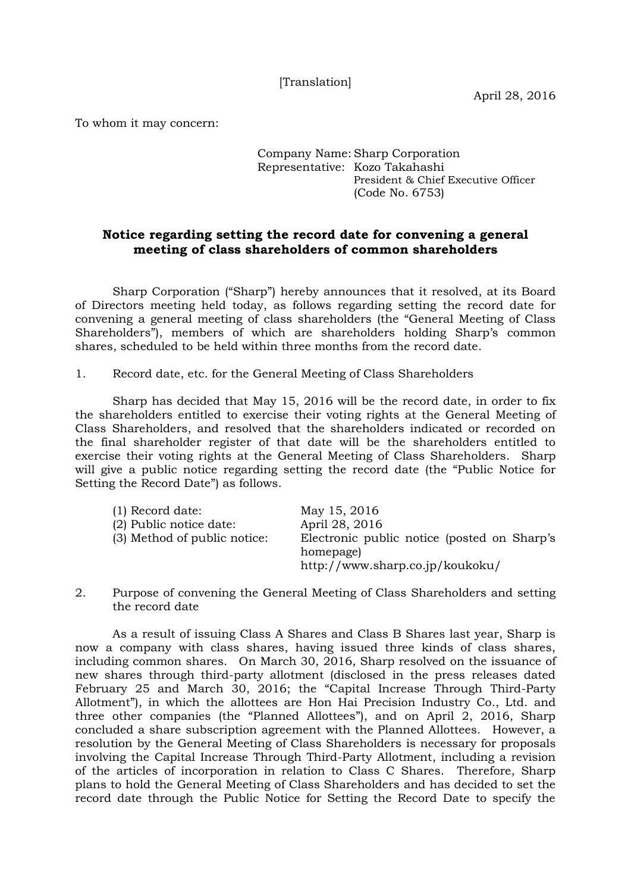[Translation]

April 28, 2016

To whom it may concern:

Company Name: Sharp Corporation
Representative: Kozo Takahashi
President & Chief Executive Officer
(Code No. 6753)

**Notice regarding setting the record date for convening a general meeting of class shareholders of common shareholders**

Sharp Corporation (“Sharp”) hereby announces that it resolved, at its Board of Directors meeting held today, as follows regarding setting the record date for convening a general meeting of class shareholders (the “General Meeting of Class Shareholders”), members of which are shareholders holding Sharp’s common shares, scheduled to be held within three months from the record date.

1. Record date, etc. for the General Meeting of Class Shareholders

Sharp has decided that May 15, 2016 will be the record date, in order to fix the shareholders entitled to exercise their voting rights at the General Meeting of Class Shareholders, and resolved that the shareholders indicated or recorded on the final shareholder register of that date will be the shareholders entitled to exercise their voting rights at the General Meeting of Class Shareholders. Sharp will give a public notice regarding setting the record date (the “Public Notice for Setting the Record Date”) as follows.

(1) Record date: May 15, 2016
(2) Public notice date: April 28, 2016
(3) Method of public notice: Electronic public notice (posted on Sharp’s homepage) http://www.sharp.co.jp/koukoku/

2. Purpose of convening the General Meeting of Class Shareholders and setting the record date

As a result of issuing Class A Shares and Class B Shares last year, Sharp is now a company with class shares, having issued three kinds of class shares, including common shares. On March 30, 2016, Sharp resolved on the issuance of new shares through third-party allotment (disclosed in the press releases dated February 25 and March 30, 2016; the “Capital Increase Through Third-Party Allotment”), in which the allottees are Hon Hai Precision Industry Co., Ltd. and three other companies (the “Planned Allottees”), and on April 2, 2016, Sharp concluded a share subscription agreement with the Planned Allottees. However, a resolution by the General Meeting of Class Shareholders is necessary for proposals involving the Capital Increase Through Third-Party Allotment, including a revision of the articles of incorporation in relation to Class C Shares. Therefore, Sharp plans to hold the General Meeting of Class Shareholders and has decided to set the record date through the Public Notice for Setting the Record Date to specify the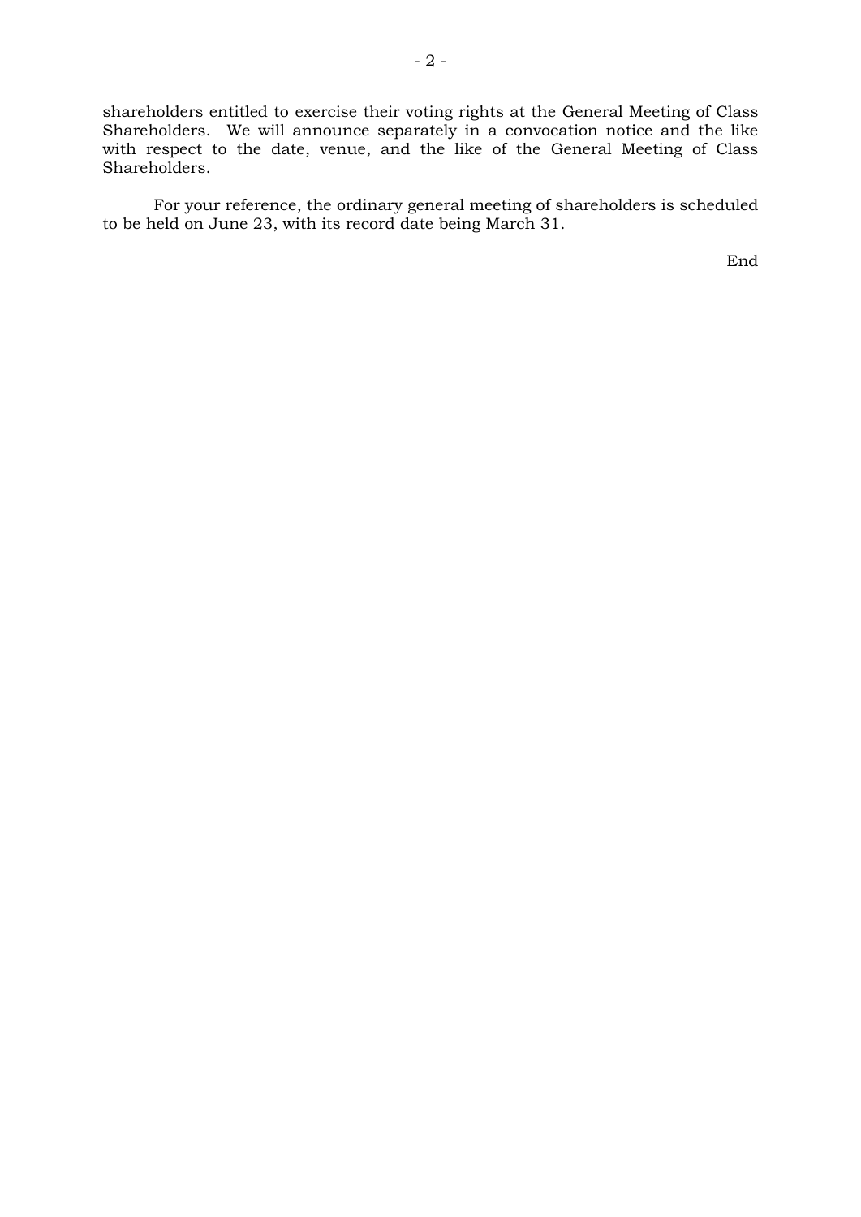shareholders entitled to exercise their voting rights at the General Meeting of Class Shareholders. We will announce separately in a convocation notice and the like with respect to the date, venue, and the like of the General Meeting of Class Shareholders.

For your reference, the ordinary general meeting of shareholders is scheduled to be held on June 23, with its record date being March 31.

End